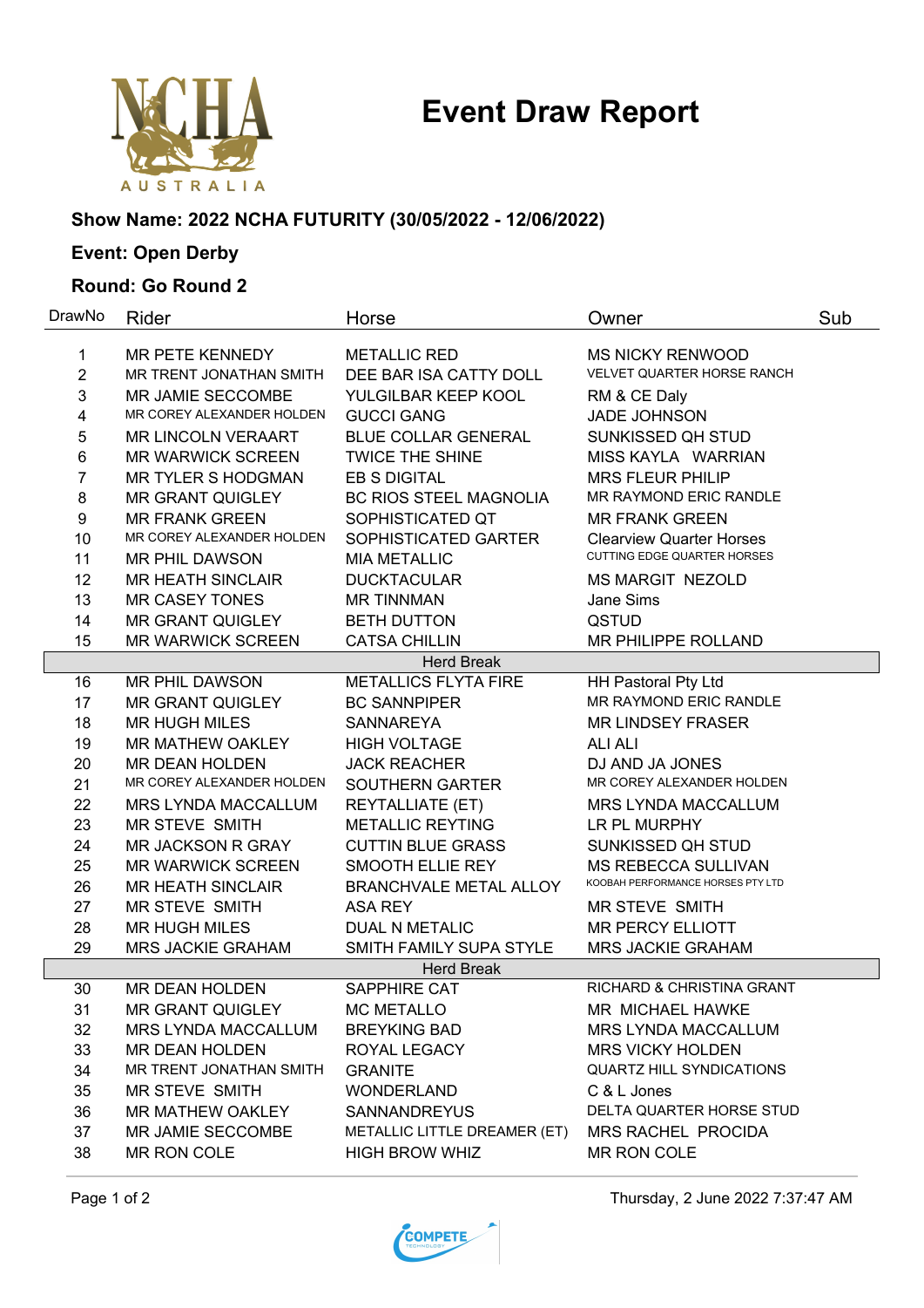# Event Draw Report

**Show Name: 2022 NCHA FUTURITY (30/05/2022 - 12/06/2022)**

**Event: Open Derby**

**Round: Go Round 2**

| DrawNo | Rider | Horse | Owner | Sub |
|---|---|---|---|---|
| 1 | MR PETE KENNEDY | METALLIC RED | MS NICKY RENWOOD | |
| 2 | MR TRENT JONATHAN SMITH | DEE BAR ISA CATTY DOLL | VELVET QUARTER HORSE RANCH | |
| 3 | MR JAMIE SECCOMBE | YULGILBAR KEEP KOOL | RM & CE Daly | |
| 4 | MR COREY ALEXANDER HOLDEN | GUCCI GANG | JADE JOHNSON | |
| 5 | MR LINCOLN VERAART | BLUE COLLAR GENERAL | SUNKISSED QH STUD | |
| 6 | MR WARWICK SCREEN | TWICE THE SHINE | MISS KAYLA WARRIAN | |
| 7 | MR TYLER S HODGMAN | EB S DIGITAL | MRS FLEUR PHILIP | |
| 8 | MR GRANT QUIGLEY | BC RIOS STEEL MAGNOLIA | MR RAYMOND ERIC RANDLE | |
| 9 | MR FRANK GREEN | SOPHISTICATED QT | MR FRANK GREEN | |
| 10 | MR COREY ALEXANDER HOLDEN | SOPHISTICATED GARTER | Clearview Quarter Horses | |
| 11 | MR PHIL DAWSON | MIA METALLIC | CUTTING EDGE QUARTER HORSES | |
| 12 | MR HEATH SINCLAIR | DUCKTACULAR | MS MARGIT NEZOLD | |
| 13 | MR CASEY TONES | MR TINNMAN | Jane Sims | |
| 14 | MR GRANT QUIGLEY | BETH DUTTON | QSTUD | |
| 15 | MR WARWICK SCREEN | CATSA CHILLIN | MR PHILIPPE ROLLAND | |
| | | Herd Break | | |
| 16 | MR PHIL DAWSON | METALLICS FLYTA FIRE | HH Pastoral Pty Ltd | |
| 17 | MR GRANT QUIGLEY | BC SANNPIPER | MR RAYMOND ERIC RANDLE | |
| 18 | MR HUGH MILES | SANNAREYA | MR LINDSEY FRASER | |
| 19 | MR MATHEW OAKLEY | HIGH VOLTAGE | ALI ALI | |
| 20 | MR DEAN HOLDEN | JACK REACHER | DJ AND JA JONES | |
| 21 | MR COREY ALEXANDER HOLDEN | SOUTHERN GARTER | MR COREY ALEXANDER HOLDEN | |
| 22 | MRS LYNDA MACCALLUM | REYTALLIATE (ET) | MRS LYNDA MACCALLUM | |
| 23 | MR STEVE SMITH | METALLIC REYTING | LR PL MURPHY | |
| 24 | MR JACKSON R GRAY | CUTTIN BLUE GRASS | SUNKISSED QH STUD | |
| 25 | MR WARWICK SCREEN | SMOOTH ELLIE REY | MS REBECCA SULLIVAN | |
| 26 | MR HEATH SINCLAIR | BRANCHVALE METAL ALLOY | KOOBAH PERFORMANCE HORSES PTY LTD | |
| 27 | MR STEVE SMITH | ASA REY | MR STEVE SMITH | |
| 28 | MR HUGH MILES | DUAL N METALIC | MR PERCY ELLIOTT | |
| 29 | MRS JACKIE GRAHAM | SMITH FAMILY SUPA STYLE | MRS JACKIE GRAHAM | |
| | | Herd Break | | |
| 30 | MR DEAN HOLDEN | SAPPHIRE CAT | RICHARD & CHRISTINA GRANT | |
| 31 | MR GRANT QUIGLEY | MC METALLO | MR MICHAEL HAWKE | |
| 32 | MRS LYNDA MACCALLUM | BREYKING BAD | MRS LYNDA MACCALLUM | |
| 33 | MR DEAN HOLDEN | ROYAL LEGACY | MRS VICKY HOLDEN | |
| 34 | MR TRENT JONATHAN SMITH | GRANITE | QUARTZ HILL SYNDICATIONS | |
| 35 | MR STEVE SMITH | WONDERLAND | C & L Jones | |
| 36 | MR MATHEW OAKLEY | SANNANDREYUS | DELTA QUARTER HORSE STUD | |
| 37 | MR JAMIE SECCOMBE | METALLIC LITTLE DREAMER (ET) | MRS RACHEL PROCIDA | |
| 38 | MR RON COLE | HIGH BROW WHIZ | MR RON COLE | |

Thursday, 2 June 2022 7:37:47 AM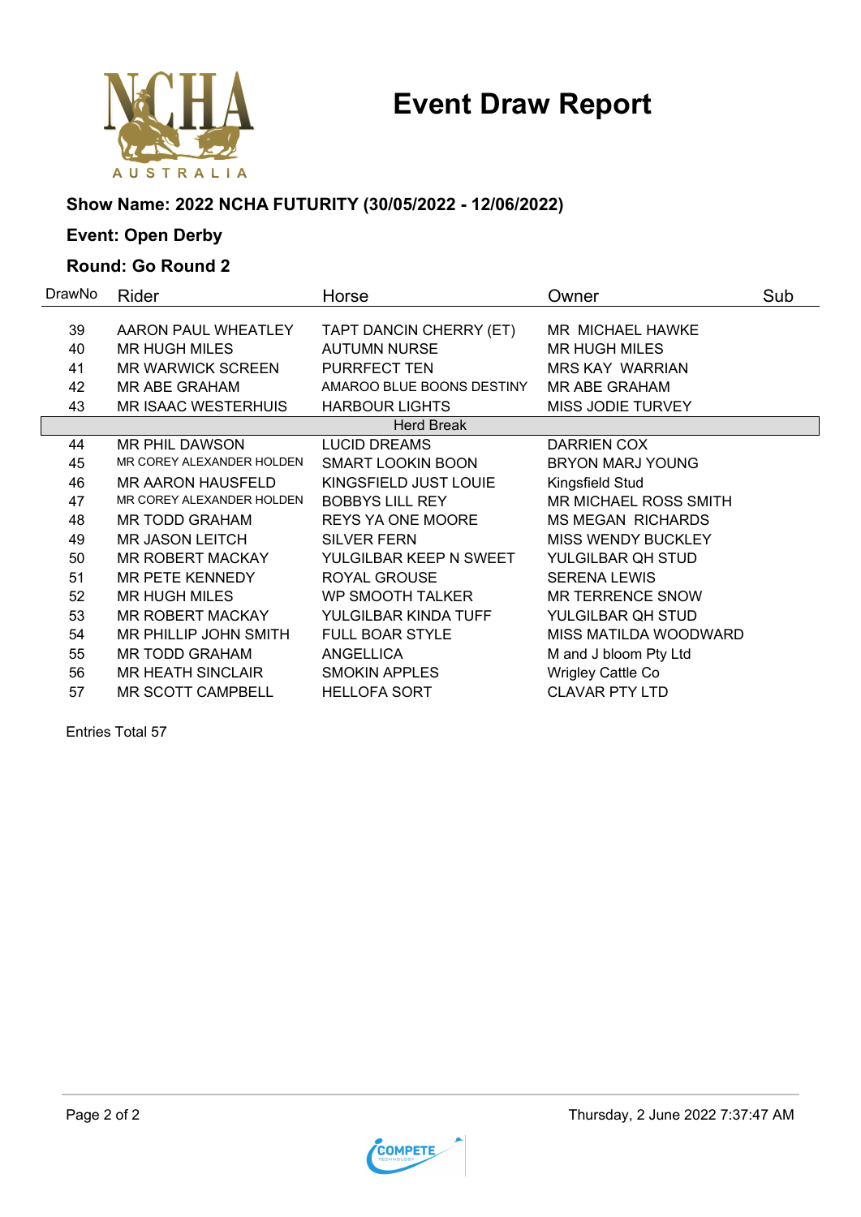# Event Draw Report

**Show Name: 2022 NCHA FUTURITY (30/05/2022 - 12/06/2022)**

**Event: Open Derby**

**Round: Go Round 2**

| DrawNo | Rider | Horse | Owner | Sub |
|---|---|---|---|---|
| 39 | AARON PAUL WHEATLEY | TAPT DANCIN CHERRY (ET) | MR MICHAEL HAWKE | |
| 40 | MR HUGH MILES | AUTUMN NURSE | MR HUGH MILES | |
| 41 | MR WARWICK SCREEN | PURRFECT TEN | MRS KAY WARRIAN | |
| 42 | MR ABE GRAHAM | AMAROO BLUE BOONS DESTINY | MR ABE GRAHAM | |
| 43 | MR ISAAC WESTERHUIS | HARBOUR LIGHTS | MISS JODIE TURVEY | |
| | | Herd Break | | |
| 44 | MR PHIL DAWSON | LUCID DREAMS | DARRIEN COX | |
| 45 | MR COREY ALEXANDER HOLDEN | SMART LOOKIN BOON | BRYON MARJ YOUNG | |
| 46 | MR AARON HAUSFELD | KINGSFIELD JUST LOUIE | Kingsfield Stud | |
| 47 | MR COREY ALEXANDER HOLDEN | BOBBYS LILL REY | MR MICHAEL ROSS SMITH | |
| 48 | MR TODD GRAHAM | REYS YA ONE MOORE | MS MEGAN RICHARDS | |
| 49 | MR JASON LEITCH | SILVER FERN | MISS WENDY BUCKLEY | |
| 50 | MR ROBERT MACKAY | YULGILBAR KEEP N SWEET | YULGILBAR QH STUD | |
| 51 | MR PETE KENNEDY | ROYAL GROUSE | SERENA LEWIS | |
| 52 | MR HUGH MILES | WP SMOOTH TALKER | MR TERRENCE SNOW | |
| 53 | MR ROBERT MACKAY | YULGILBAR KINDA TUFF | YULGILBAR QH STUD | |
| 54 | MR PHILLIP JOHN SMITH | FULL BOAR STYLE | MISS MATILDA WOODWARD | |
| 55 | MR TODD GRAHAM | ANGELLICA | M and J bloom Pty Ltd | |
| 56 | MR HEATH SINCLAIR | SMOKIN APPLES | Wrigley Cattle Co | |
| 57 | MR SCOTT CAMPBELL | HELLOFA SORT | CLAVAR PTY LTD | |

Entries Total 57

Thursday, 2 June 2022 7:37:47 AM